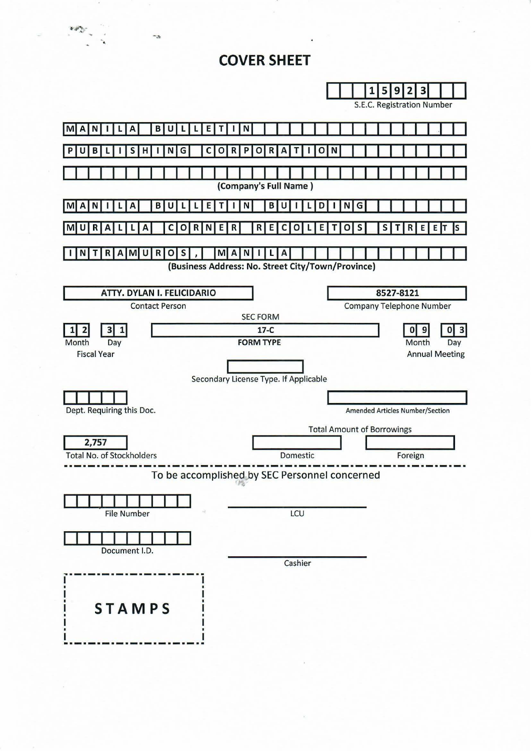# COVER SHEET

**15923**
S.E.C. Registration Number

**MANILA BULLETIN**
**PUBLISHING CORPORATION**

(Company's Full Name)

**MANILA BULLETIN BUILDING**
**MURALLA CORNER RECOLETOS STREETS**
**INTRAMUROS, MANILA**

(Business Address: No. Street City/Town/Province)

| ATTY. DYLAN I. FELICIDARIO | 8527-8121 |
|---|---|
| Contact Person | Company Telephone Number |

| 12 | 31 | SEC FORM 17-C | 09 | 03 |
|---|---|---|---|---|
| Month | Day | FORM TYPE | Month | Day |
| Fiscal Year | | | Annual Meeting | |

Secondary License Type. If Applicable

Dept. Requiring this Doc.

Amended Articles Number/Section

Total Amount of Borrowings

| 2,757 | | |
|---|---|---|
| Total No. of Stockholders | Domestic | Foreign |

To be accomplished by SEC Personnel concerned

File Number

LCU

Document I.D.

Cashier

STAMPS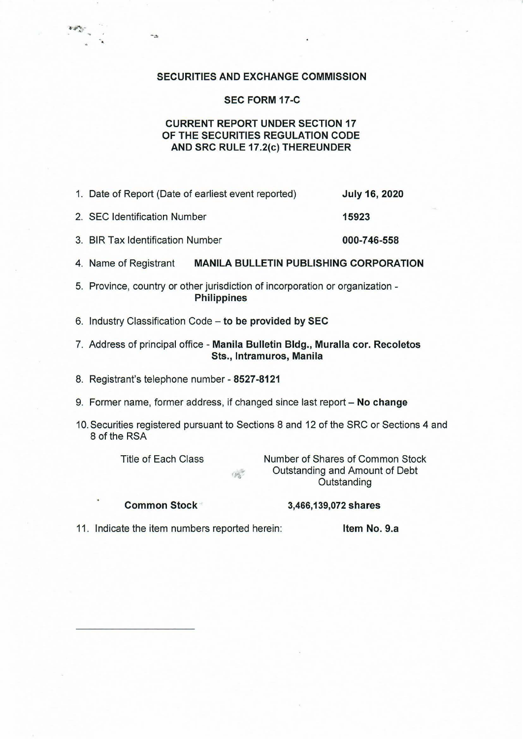**SECURITIES AND EXCHANGE COMMISSION**

**SEC FORM 17-C**

**CURRENT REPORT UNDER SECTION 17 OF THE SECURITIES REGULATION CODE AND SRC RULE 17.2(c) THEREUNDER**

1. Date of Report (Date of earliest event reported) **July 16, 2020**
2. SEC Identification Number **15923**
3. BIR Tax Identification Number **000-746-558**
4. Name of Registrant **MANILA BULLETIN PUBLISHING CORPORATION**
5. Province, country or other jurisdiction of incorporation or organization - **Philippines**
6. Industry Classification Code – **to be provided by SEC**
7. Address of principal office - **Manila Bulletin Bldg., Muralla cor. Recoletos Sts., Intramuros, Manila**
8. Registrant's telephone number - **8527-8121**
9. Former name, former address, if changed since last report – **No change**
10. Securities registered pursuant to Sections 8 and 12 of the SRC or Sections 4 and 8 of the RSA

| Title of Each Class | Number of Shares of Common Stock Outstanding and Amount of Debt Outstanding |
| --- | --- |
| **Common Stock** | **3,466,139,072 shares** |

11. Indicate the item numbers reported herein: **Item No. 9.a**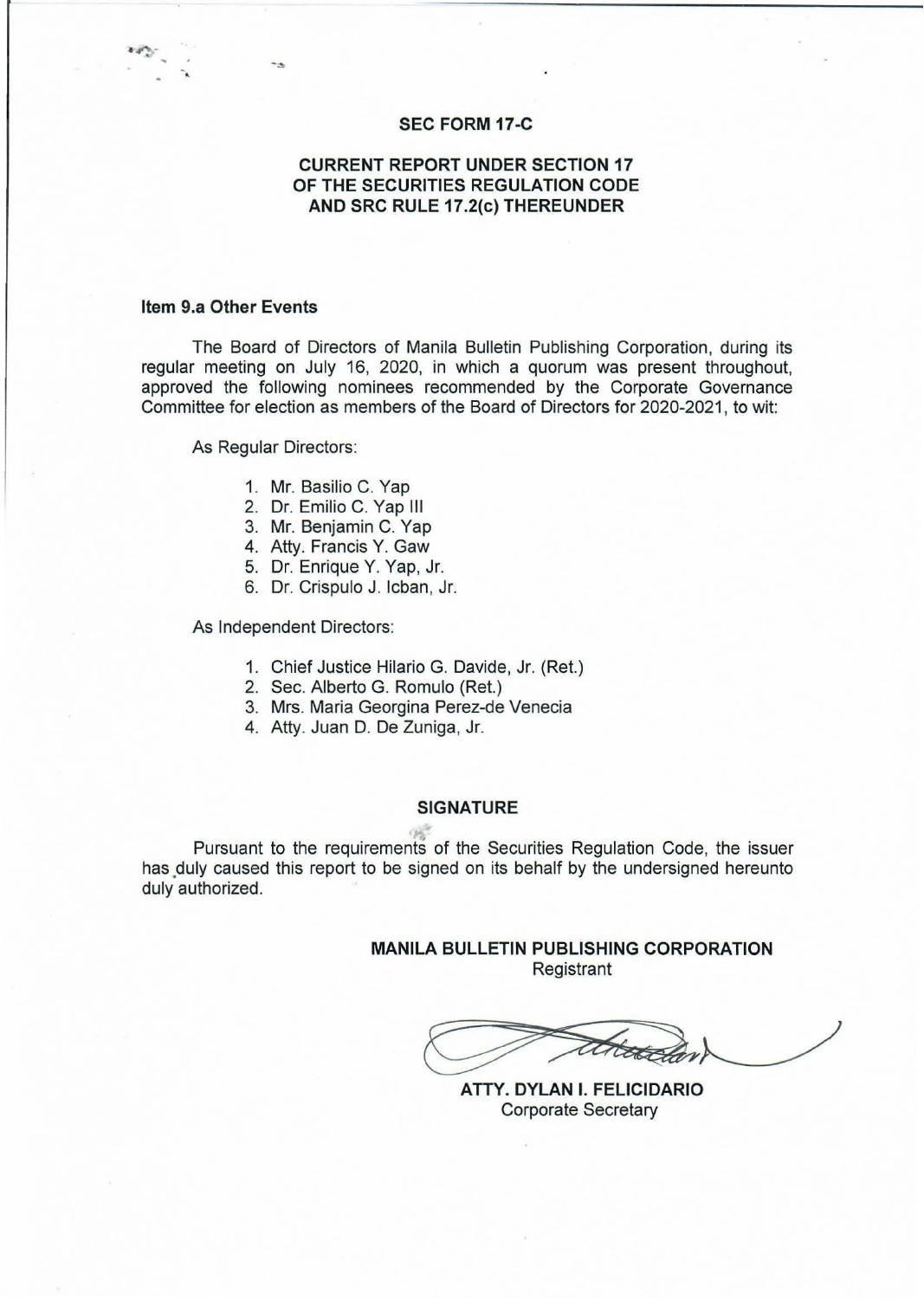**SEC FORM 17-C**

**CURRENT REPORT UNDER SECTION 17 OF THE SECURITIES REGULATION CODE AND SRC RULE 17.2(c) THEREUNDER**

**Item 9.a Other Events**

The Board of Directors of Manila Bulletin Publishing Corporation, during its regular meeting on July 16, 2020, in which a quorum was present throughout, approved the following nominees recommended by the Corporate Governance Committee for election as members of the Board of Directors for 2020-2021, to wit:

As Regular Directors:

1. Mr. Basilio C. Yap
2. Dr. Emilio C. Yap III
3. Mr. Benjamin C. Yap
4. Atty. Francis Y. Gaw
5. Dr. Enrique Y. Yap, Jr.
6. Dr. Crispulo J. Icban, Jr.

As Independent Directors:

1. Chief Justice Hilario G. Davide, Jr. (Ret.)
2. Sec. Alberto G. Romulo (Ret.)
3. Mrs. Maria Georgina Perez-de Venecia
4. Atty. Juan D. De Zuniga, Jr.

**SIGNATURE**

Pursuant to the requirements of the Securities Regulation Code, the issuer has duly caused this report to be signed on its behalf by the undersigned hereunto duly authorized.

**MANILA BULLETIN PUBLISHING CORPORATION**
Registrant

**ATTY. DYLAN I. FELICIDARIO**
Corporate Secretary